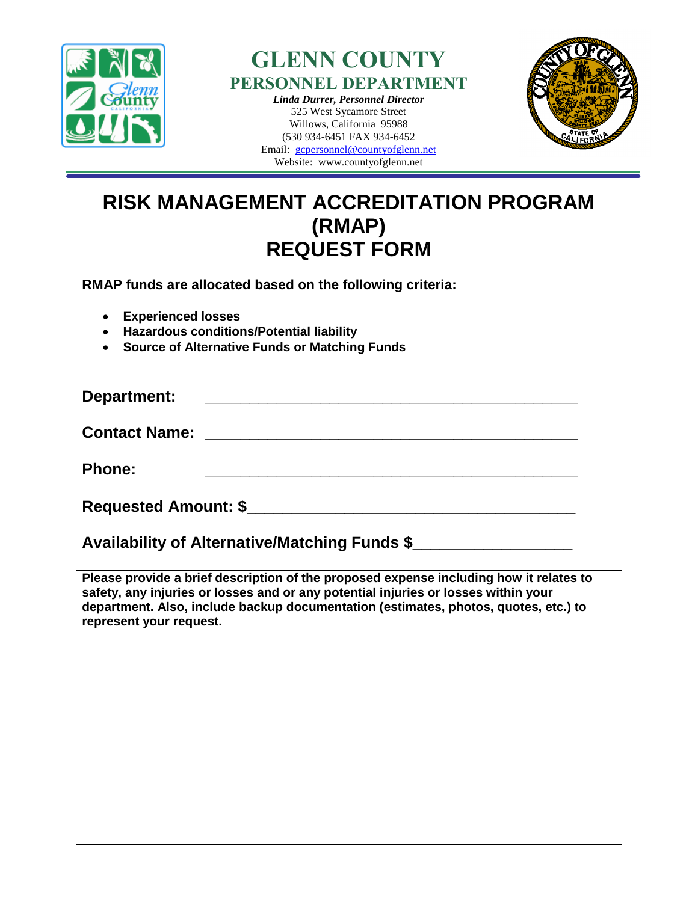# GLENN COUNTY
## PERSONNEL DEPARTMENT

*Linda Durrer, Personnel Director*
525 West Sycamore Street
Willows, California 95988
(530 934-6451 FAX 934-6452
Email: gcpersonnel@countyofglenn.net
Website: www.countyofglenn.net

# RISK MANAGEMENT ACCREDITATION PROGRAM (RMAP) REQUEST FORM

**RMAP funds are allocated based on the following criteria:**

- **Experienced losses**
- **Hazardous conditions/Potential liability**
- **Source of Alternative Funds or Matching Funds**

**Department:** _______________________________________________

**Contact Name:** _______________________________________________

**Phone:** _______________________________________________

**Requested Amount: $**_______________________________________________

**Availability of Alternative/Matching Funds $**____________________

**Please provide a brief description of the proposed expense including how it relates to safety, any injuries or losses and or any potential injuries or losses within your department. Also, include backup documentation (estimates, photos, quotes, etc.) to represent your request.**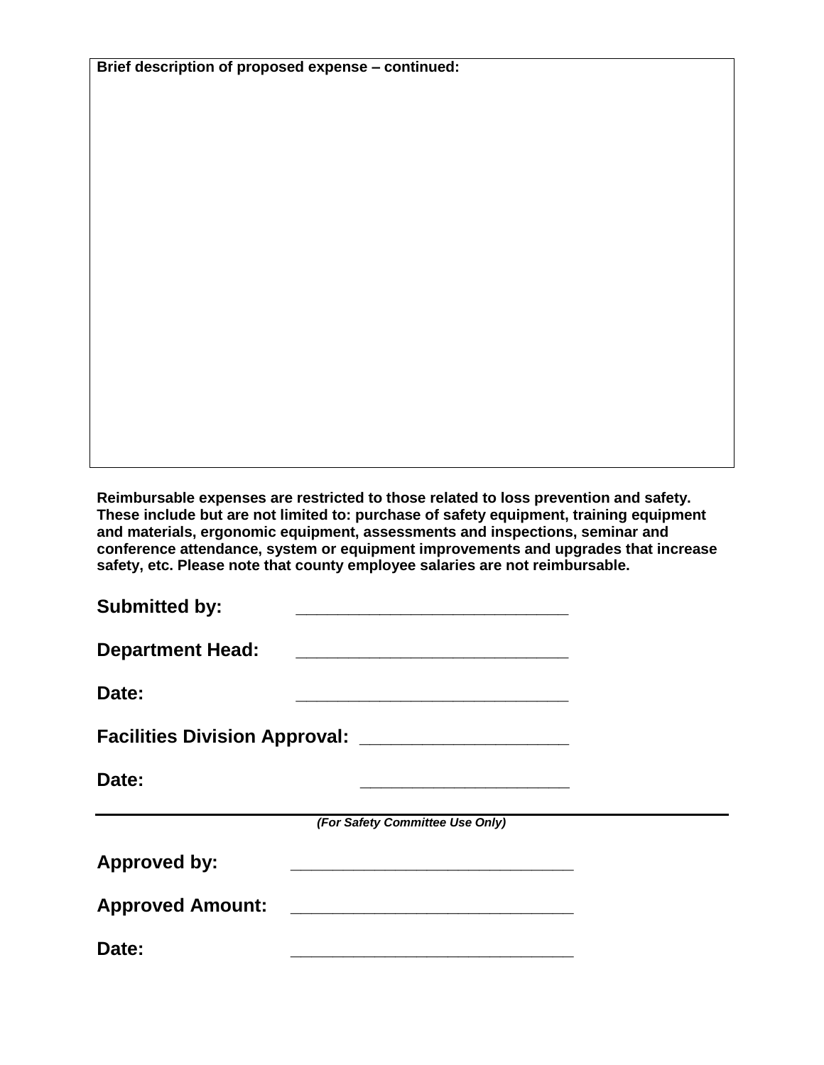**Brief description of proposed expense – continued:**

**Reimbursable expenses are restricted to those related to loss prevention and safety. These include but are not limited to: purchase of safety equipment, training equipment and materials, ergonomic equipment, assessments and inspections, seminar and conference attendance, system or equipment improvements and upgrades that increase safety, etc. Please note that county employee salaries are not reimbursable.**

**Submitted by:** ___________________________

**Department Head:** ___________________________

**Date:** ___________________________

**Facilities Division Approval:** ____________________

**Date:** ____________________

---

*(For Safety Committee Use Only)*

**Approved by:** ____________________________

**Approved Amount:** ____________________________

**Date:** ____________________________